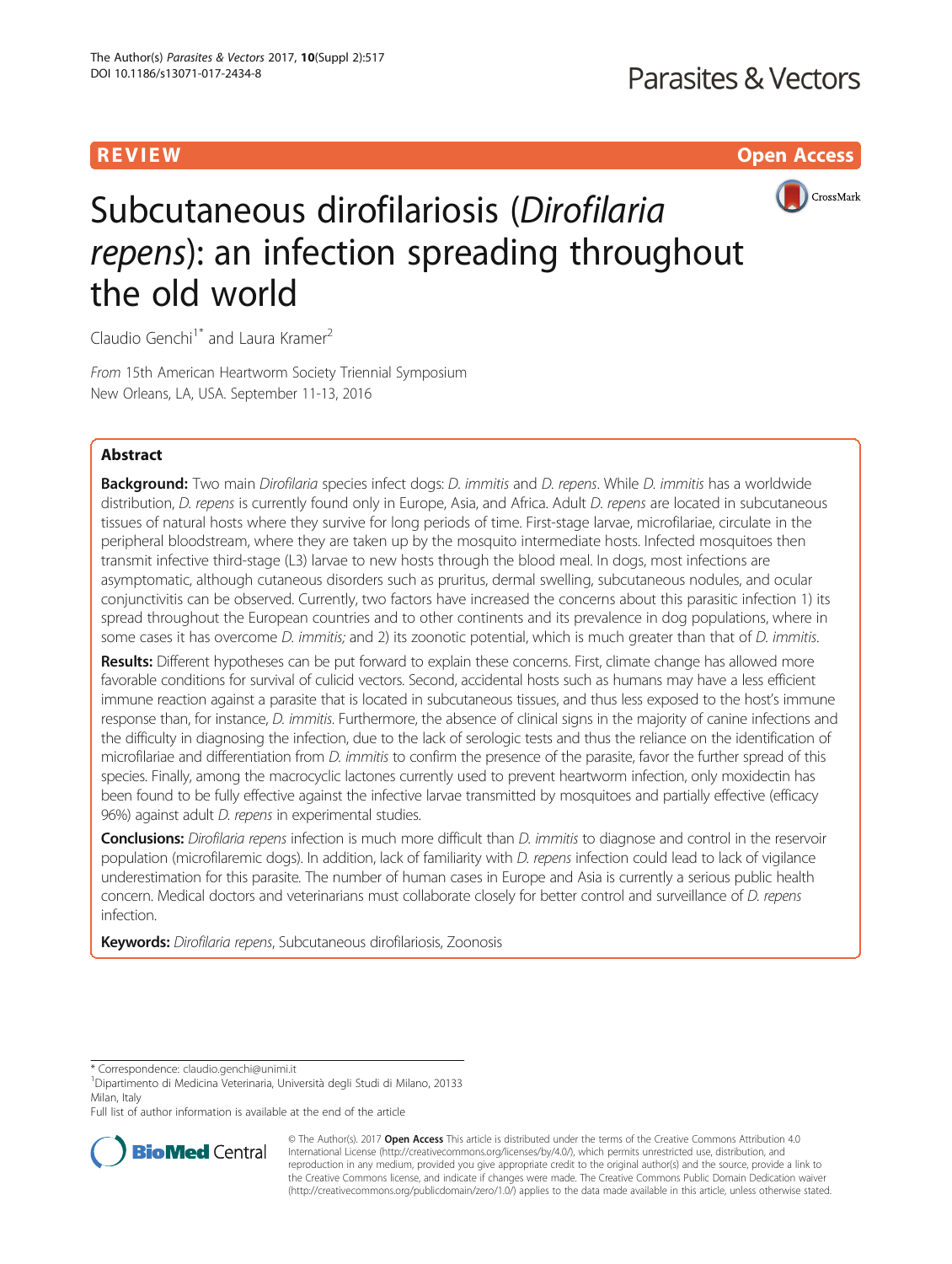REVIEW

Open Access

# Subcutaneous dirofilariosis (*Dirofilaria repens*): an infection spreading throughout the old world

Claudio Genchi[1*] and Laura Kramer[2]

From 15th American Heartworm Society Triennial Symposium
New Orleans, LA, USA. September 11-13, 2016

## Abstract

**Background:** Two main *Dirofilaria* species infect dogs: *D. immitis* and *D. repens*. While *D. immitis* has a worldwide distribution, *D. repens* is currently found only in Europe, Asia, and Africa. Adult *D. repens* are located in subcutaneous tissues of natural hosts where they survive for long periods of time. First-stage larvae, microfilariae, circulate in the peripheral bloodstream, where they are taken up by the mosquito intermediate hosts. Infected mosquitoes then transmit infective third-stage (L3) larvae to new hosts through the blood meal. In dogs, most infections are asymptomatic, although cutaneous disorders such as pruritus, dermal swelling, subcutaneous nodules, and ocular conjunctivitis can be observed. Currently, two factors have increased the concerns about this parasitic infection 1) its spread throughout the European countries and to other continents and its prevalence in dog populations, where in some cases it has overcome *D. immitis;* and 2) its zoonotic potential, which is much greater than that of *D. immitis*.

**Results:** Different hypotheses can be put forward to explain these concerns. First, climate change has allowed more favorable conditions for survival of culicid vectors. Second, accidental hosts such as humans may have a less efficient immune reaction against a parasite that is located in subcutaneous tissues, and thus less exposed to the host's immune response than, for instance, *D. immitis*. Furthermore, the absence of clinical signs in the majority of canine infections and the difficulty in diagnosing the infection, due to the lack of serologic tests and thus the reliance on the identification of microfilariae and differentiation from *D. immitis* to confirm the presence of the parasite, favor the further spread of this species. Finally, among the macrocyclic lactones currently used to prevent heartworm infection, only moxidectin has been found to be fully effective against the infective larvae transmitted by mosquitoes and partially effective (efficacy 96%) against adult *D. repens* in experimental studies.

**Conclusions:** *Dirofilaria repens* infection is much more difficult than *D. immitis* to diagnose and control in the reservoir population (microfilaremic dogs). In addition, lack of familiarity with *D. repens* infection could lead to lack of vigilance underestimation for this parasite. The number of human cases in Europe and Asia is currently a serious public health concern. Medical doctors and veterinarians must collaborate closely for better control and surveillance of *D. repens* infection.

**Keywords:** *Dirofilaria repens*, Subcutaneous dirofilariosis, Zoonosis

\* Correspondence: claudio.genchi@unimi.it
[1]Dipartimento di Medicina Veterinaria, Università degli Studi di Milano, 20133 Milan, Italy
Full list of author information is available at the end of the article

© The Author(s). 2017 **Open Access** This article is distributed under the terms of the Creative Commons Attribution 4.0 International License (http://creativecommons.org/licenses/by/4.0/), which permits unrestricted use, distribution, and reproduction in any medium, provided you give appropriate credit to the original author(s) and the source, provide a link to the Creative Commons license, and indicate if changes were made. The Creative Commons Public Domain Dedication waiver (http://creativecommons.org/publicdomain/zero/1.0/) applies to the data made available in this article, unless otherwise stated.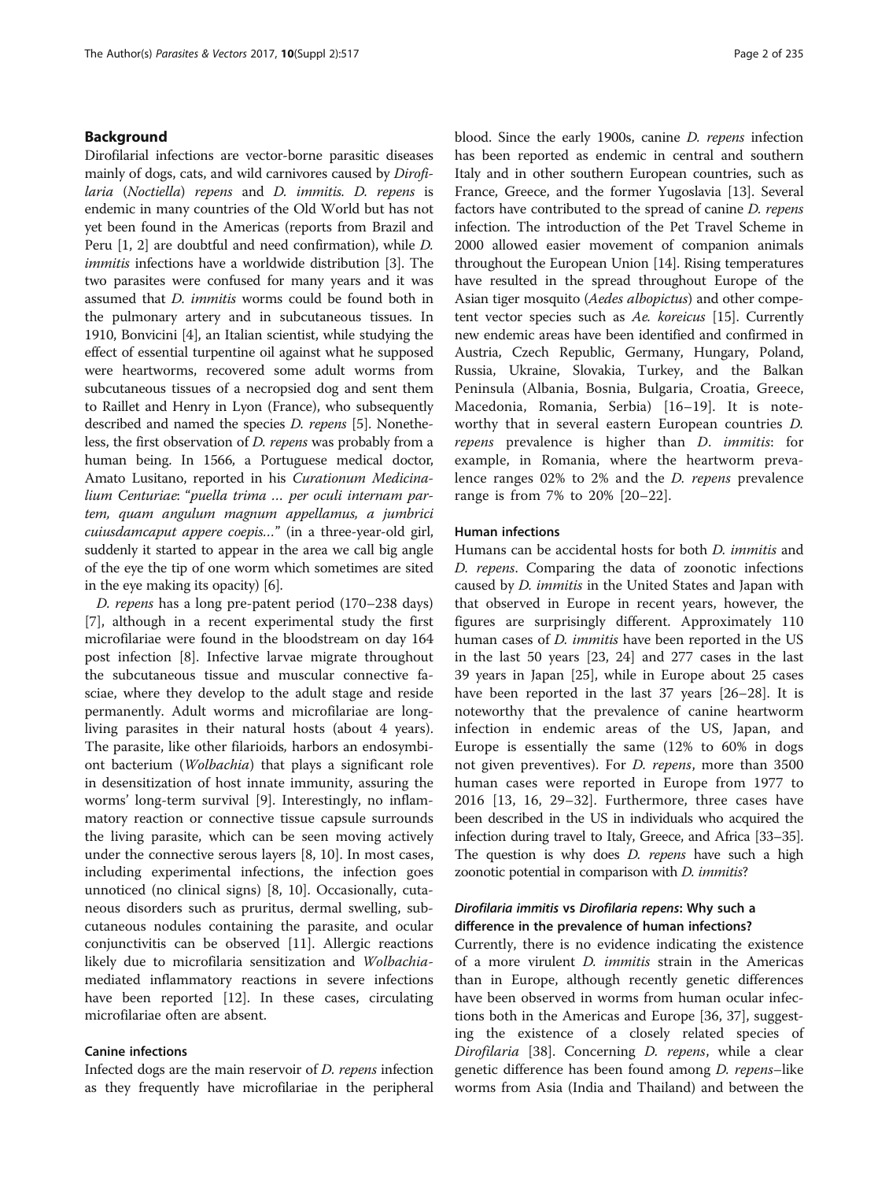## Background

Dirofilarial infections are vector-borne parasitic diseases mainly of dogs, cats, and wild carnivores caused by *Dirofilaria* (*Noctiella*) *repens* and *D. immitis*. *D. repens* is endemic in many countries of the Old World but has not yet been found in the Americas (reports from Brazil and Peru [1, 2] are doubtful and need confirmation), while *D. immitis* infections have a worldwide distribution [3]. The two parasites were confused for many years and it was assumed that *D. immitis* worms could be found both in the pulmonary artery and in subcutaneous tissues. In 1910, Bonvicini [4], an Italian scientist, while studying the effect of essential turpentine oil against what he supposed were heartworms, recovered some adult worms from subcutaneous tissues of a necropsied dog and sent them to Raillet and Henry in Lyon (France), who subsequently described and named the species *D. repens* [5]. Nonetheless, the first observation of *D. repens* was probably from a human being. In 1566, a Portuguese medical doctor, Amato Lusitano, reported in his *Curationum Medicinalium Centuriae*: "*puella trima … per oculi internam partem, quam angulum magnum appellamus, a jumbrici cuiusdamcaput appere coepis…*" (in a three-year-old girl, suddenly it started to appear in the area we call big angle of the eye the tip of one worm which sometimes are sited in the eye making its opacity) [6].

*D. repens* has a long pre-patent period (170–238 days) [7], although in a recent experimental study the first microfilariae were found in the bloodstream on day 164 post infection [8]. Infective larvae migrate throughout the subcutaneous tissue and muscular connective fasciae, where they develop to the adult stage and reside permanently. Adult worms and microfilariae are long-living parasites in their natural hosts (about 4 years). The parasite, like other filarioids, harbors an endosymbiont bacterium (*Wolbachia*) that plays a significant role in desensitization of host innate immunity, assuring the worms' long-term survival [9]. Interestingly, no inflammatory reaction or connective tissue capsule surrounds the living parasite, which can be seen moving actively under the connective serous layers [8, 10]. In most cases, including experimental infections, the infection goes unnoticed (no clinical signs) [8, 10]. Occasionally, cutaneous disorders such as pruritus, dermal swelling, subcutaneous nodules containing the parasite, and ocular conjunctivitis can be observed [11]. Allergic reactions likely due to microfilaria sensitization and *Wolbachia*-mediated inflammatory reactions in severe infections have been reported [12]. In these cases, circulating microfilariae often are absent.

### Canine infections

Infected dogs are the main reservoir of *D. repens* infection as they frequently have microfilariae in the peripheral blood. Since the early 1900s, canine *D. repens* infection has been reported as endemic in central and southern Italy and in other southern European countries, such as France, Greece, and the former Yugoslavia [13]. Several factors have contributed to the spread of canine *D. repens* infection. The introduction of the Pet Travel Scheme in 2000 allowed easier movement of companion animals throughout the European Union [14]. Rising temperatures have resulted in the spread throughout Europe of the Asian tiger mosquito (*Aedes albopictus*) and other competent vector species such as *Ae. koreicus* [15]. Currently new endemic areas have been identified and confirmed in Austria, Czech Republic, Germany, Hungary, Poland, Russia, Ukraine, Slovakia, Turkey, and the Balkan Peninsula (Albania, Bosnia, Bulgaria, Croatia, Greece, Macedonia, Romania, Serbia) [16–19]. It is noteworthy that in several eastern European countries *D. repens* prevalence is higher than *D. immitis*: for example, in Romania, where the heartworm prevalence ranges 02% to 2% and the *D. repens* prevalence range is from 7% to 20% [20–22].

### Human infections

Humans can be accidental hosts for both *D. immitis* and *D. repens*. Comparing the data of zoonotic infections caused by *D. immitis* in the United States and Japan with that observed in Europe in recent years, however, the figures are surprisingly different. Approximately 110 human cases of *D. immitis* have been reported in the US in the last 50 years [23, 24] and 277 cases in the last 39 years in Japan [25], while in Europe about 25 cases have been reported in the last 37 years [26–28]. It is noteworthy that the prevalence of canine heartworm infection in endemic areas of the US, Japan, and Europe is essentially the same (12% to 60% in dogs not given preventives). For *D. repens*, more than 3500 human cases were reported in Europe from 1977 to 2016 [13, 16, 29–32]. Furthermore, three cases have been described in the US in individuals who acquired the infection during travel to Italy, Greece, and Africa [33–35]. The question is why does *D. repens* have such a high zoonotic potential in comparison with *D. immitis*?

### *Dirofilaria immitis* vs *Dirofilaria repens*: Why such a difference in the prevalence of human infections?

Currently, there is no evidence indicating the existence of a more virulent *D. immitis* strain in the Americas than in Europe, although recently genetic differences have been observed in worms from human ocular infections both in the Americas and Europe [36, 37], suggesting the existence of a closely related species of *Dirofilaria* [38]. Concerning *D. repens*, while a clear genetic difference has been found among *D. repens*–like worms from Asia (India and Thailand) and between the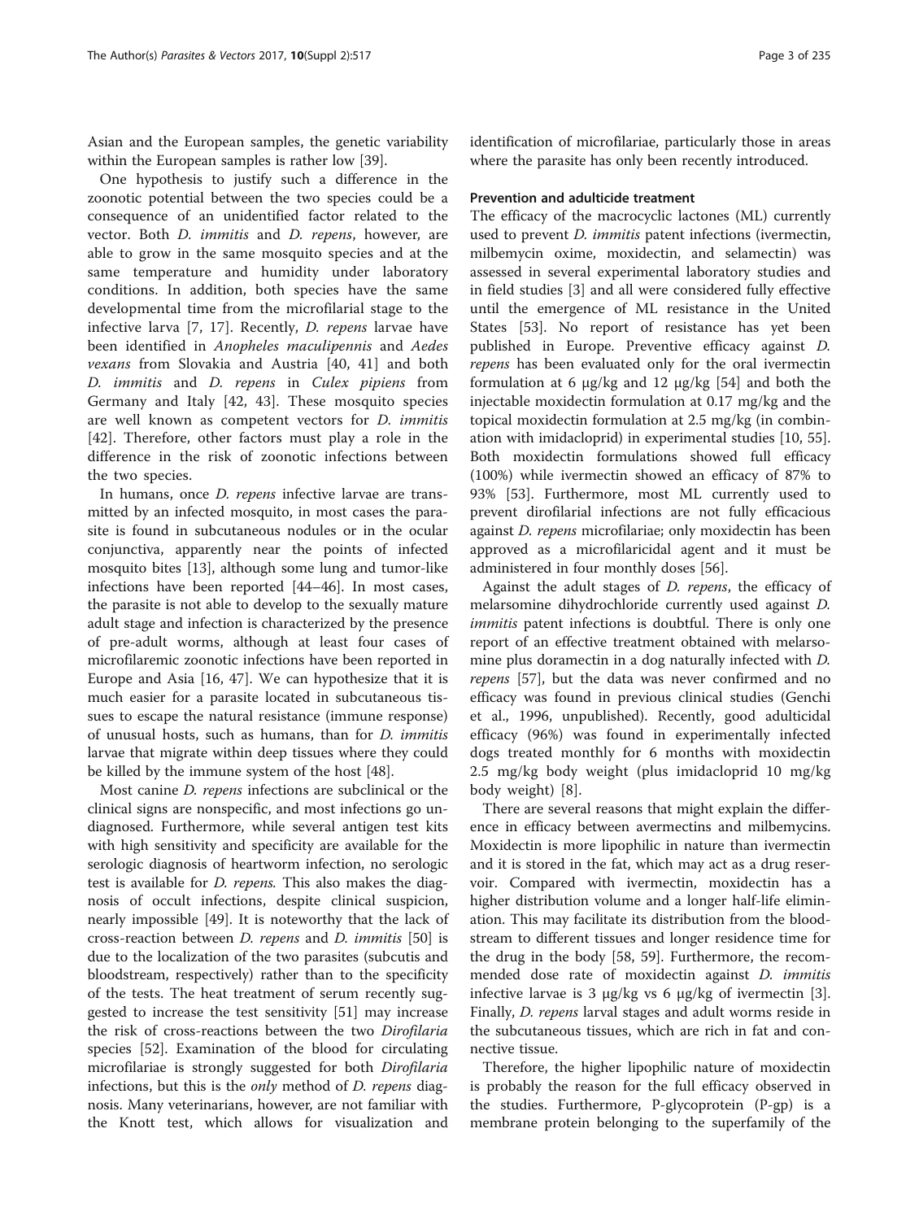Asian and the European samples, the genetic variability within the European samples is rather low [39].

One hypothesis to justify such a difference in the zoonotic potential between the two species could be a consequence of an unidentified factor related to the vector. Both *D. immitis* and *D. repens*, however, are able to grow in the same mosquito species and at the same temperature and humidity under laboratory conditions. In addition, both species have the same developmental time from the microfilarial stage to the infective larva [7, 17]. Recently, *D. repens* larvae have been identified in *Anopheles maculipennis* and *Aedes vexans* from Slovakia and Austria [40, 41] and both *D. immitis* and *D. repens* in *Culex pipiens* from Germany and Italy [42, 43]. These mosquito species are well known as competent vectors for *D. immitis* [42]. Therefore, other factors must play a role in the difference in the risk of zoonotic infections between the two species.

In humans, once *D. repens* infective larvae are transmitted by an infected mosquito, in most cases the parasite is found in subcutaneous nodules or in the ocular conjunctiva, apparently near the points of infected mosquito bites [13], although some lung and tumor-like infections have been reported [44–46]. In most cases, the parasite is not able to develop to the sexually mature adult stage and infection is characterized by the presence of pre-adult worms, although at least four cases of microfilaremic zoonotic infections have been reported in Europe and Asia [16, 47]. We can hypothesize that it is much easier for a parasite located in subcutaneous tissues to escape the natural resistance (immune response) of unusual hosts, such as humans, than for *D. immitis* larvae that migrate within deep tissues where they could be killed by the immune system of the host [48].

Most canine *D. repens* infections are subclinical or the clinical signs are nonspecific, and most infections go undiagnosed. Furthermore, while several antigen test kits with high sensitivity and specificity are available for the serologic diagnosis of heartworm infection, no serologic test is available for *D. repens.* This also makes the diagnosis of occult infections, despite clinical suspicion, nearly impossible [49]. It is noteworthy that the lack of cross-reaction between *D. repens* and *D. immitis* [50] is due to the localization of the two parasites (subcutis and bloodstream, respectively) rather than to the specificity of the tests. The heat treatment of serum recently suggested to increase the test sensitivity [51] may increase the risk of cross-reactions between the two *Dirofilaria* species [52]. Examination of the blood for circulating microfilariae is strongly suggested for both *Dirofilaria* infections, but this is the *only* method of *D. repens* diagnosis. Many veterinarians, however, are not familiar with the Knott test, which allows for visualization and identification of microfilariae, particularly those in areas where the parasite has only been recently introduced.

## Prevention and adulticide treatment

The efficacy of the macrocyclic lactones (ML) currently used to prevent *D. immitis* patent infections (ivermectin, milbemycin oxime, moxidectin, and selamectin) was assessed in several experimental laboratory studies and in field studies [3] and all were considered fully effective until the emergence of ML resistance in the United States [53]. No report of resistance has yet been published in Europe. Preventive efficacy against *D. repens* has been evaluated only for the oral ivermectin formulation at 6 μg/kg and 12 μg/kg [54] and both the injectable moxidectin formulation at 0.17 mg/kg and the topical moxidectin formulation at 2.5 mg/kg (in combination with imidacloprid) in experimental studies [10, 55]. Both moxidectin formulations showed full efficacy (100%) while ivermectin showed an efficacy of 87% to 93% [53]. Furthermore, most ML currently used to prevent dirofilarial infections are not fully efficacious against *D. repens* microfilariae; only moxidectin has been approved as a microfilaricidal agent and it must be administered in four monthly doses [56].

Against the adult stages of *D. repens*, the efficacy of melarsomine dihydrochloride currently used against *D. immitis* patent infections is doubtful. There is only one report of an effective treatment obtained with melarsomine plus doramectin in a dog naturally infected with *D. repens* [57], but the data was never confirmed and no efficacy was found in previous clinical studies (Genchi et al., 1996, unpublished). Recently, good adulticidal efficacy (96%) was found in experimentally infected dogs treated monthly for 6 months with moxidectin 2.5 mg/kg body weight (plus imidacloprid 10 mg/kg body weight) [8].

There are several reasons that might explain the difference in efficacy between avermectins and milbemycins. Moxidectin is more lipophilic in nature than ivermectin and it is stored in the fat, which may act as a drug reservoir. Compared with ivermectin, moxidectin has a higher distribution volume and a longer half-life elimination. This may facilitate its distribution from the bloodstream to different tissues and longer residence time for the drug in the body [58, 59]. Furthermore, the recommended dose rate of moxidectin against *D. immitis* infective larvae is 3 μg/kg vs 6 μg/kg of ivermectin [3]. Finally, *D. repens* larval stages and adult worms reside in the subcutaneous tissues, which are rich in fat and connective tissue.

Therefore, the higher lipophilic nature of moxidectin is probably the reason for the full efficacy observed in the studies. Furthermore, P-glycoprotein (P-gp) is a membrane protein belonging to the superfamily of the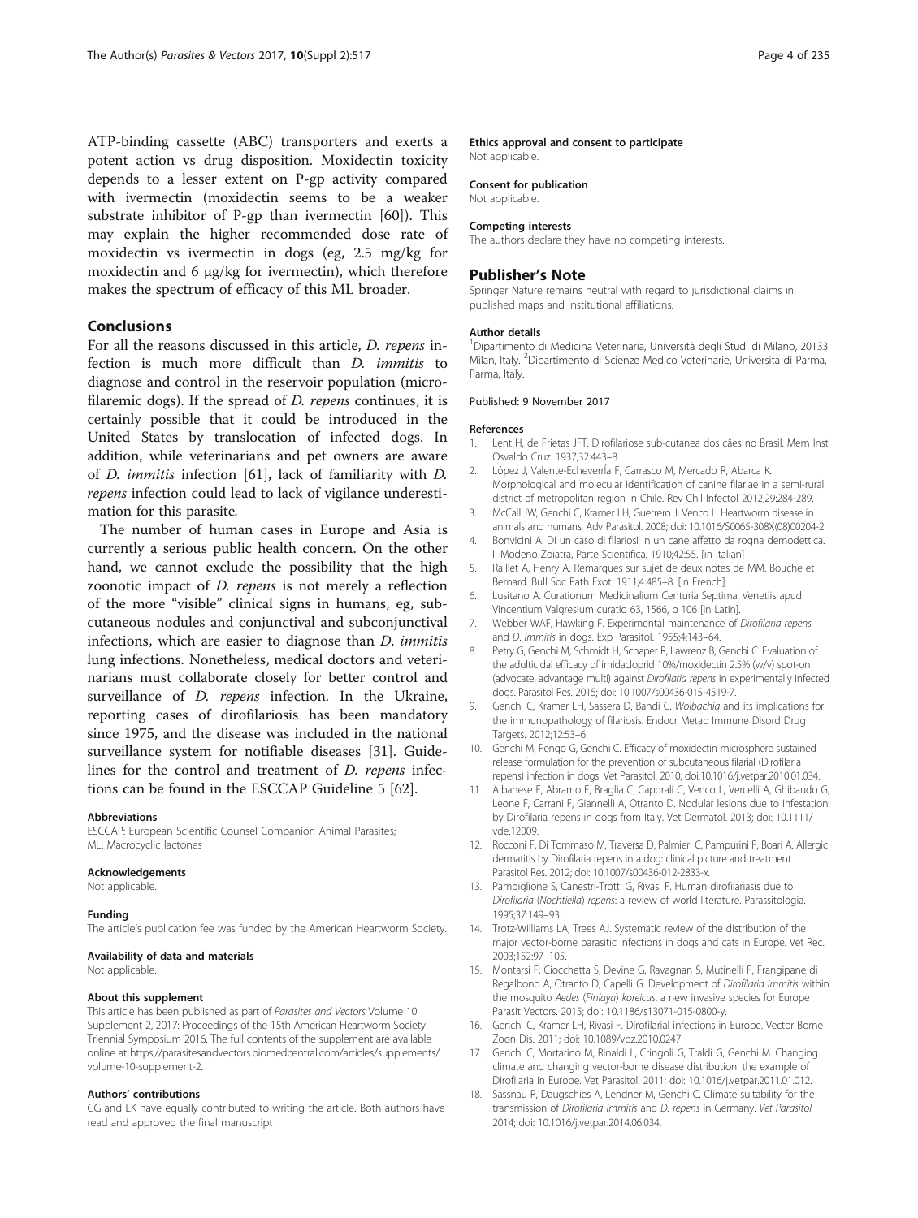ATP-binding cassette (ABC) transporters and exerts a potent action vs drug disposition. Moxidectin toxicity depends to a lesser extent on P-gp activity compared with ivermectin (moxidectin seems to be a weaker substrate inhibitor of P-gp than ivermectin [60]). This may explain the higher recommended dose rate of moxidectin vs ivermectin in dogs (eg, 2.5 mg/kg for moxidectin and 6 μg/kg for ivermectin), which therefore makes the spectrum of efficacy of this ML broader.

## Conclusions

For all the reasons discussed in this article, *D. repens* infection is much more difficult than *D. immitis* to diagnose and control in the reservoir population (microfilaremic dogs). If the spread of *D. repens* continues, it is certainly possible that it could be introduced in the United States by translocation of infected dogs. In addition, while veterinarians and pet owners are aware of *D. immitis* infection [61], lack of familiarity with *D. repens* infection could lead to lack of vigilance underestimation for this parasite.

The number of human cases in Europe and Asia is currently a serious public health concern. On the other hand, we cannot exclude the possibility that the high zoonotic impact of *D. repens* is not merely a reflection of the more "visible" clinical signs in humans, eg, subcutaneous nodules and conjunctival and subconjunctival infections, which are easier to diagnose than *D. immitis* lung infections. Nonetheless, medical doctors and veterinarians must collaborate closely for better control and surveillance of *D. repens* infection. In the Ukraine, reporting cases of dirofilariosis has been mandatory since 1975, and the disease was included in the national surveillance system for notifiable diseases [31]. Guidelines for the control and treatment of *D. repens* infections can be found in the ESCCAP Guideline 5 [62].

#### Abbreviations

ESCCAP: European Scientific Counsel Companion Animal Parasites; ML: Macrocyclic lactones

#### Acknowledgements

Not applicable.

#### Funding

The article's publication fee was funded by the American Heartworm Society.

#### Availability of data and materials

Not applicable.

#### About this supplement

This article has been published as part of *Parasites and Vectors* Volume 10 Supplement 2, 2017: Proceedings of the 15th American Heartworm Society Triennial Symposium 2016. The full contents of the supplement are available online at https://parasitesandvectors.biomedcentral.com/articles/supplements/volume-10-supplement-2.

#### Authors' contributions

CG and LK have equally contributed to writing the article. Both authors have read and approved the final manuscript

#### Ethics approval and consent to participate

Not applicable.

#### Consent for publication

Not applicable.

#### Competing interests

The authors declare they have no competing interests.

## Publisher's Note

Springer Nature remains neutral with regard to jurisdictional claims in published maps and institutional affiliations.

#### Author details

[1]Dipartimento di Medicina Veterinaria, Università degli Studi di Milano, 20133 Milan, Italy. [2]Dipartimento di Scienze Medico Veterinarie, Università di Parma, Parma, Italy.

Published: 9 November 2017

#### References

1. Lent H, de Frietas JFT. Dirofilariose sub-cutanea dos cães no Brasil. Mem Inst Osvaldo Cruz. 1937;32:443–8.
2. López J, Valente-EcheverrÍa F, Carrasco M, Mercado R, Abarca K. Morphological and molecular identification of canine filariae in a semi-rural district of metropolitan region in Chile. Rev Chil Infectol 2012;29:284-289.
3. McCall JW, Genchi C, Kramer LH, Guerrero J, Venco L. Heartworm disease in animals and humans. Adv Parasitol. 2008; doi: 10.1016/S0065-308X(08)00204-2.
4. Bonvicini A. Di un caso di filariosi in un cane affetto da rogna demodettica. Il Modeno Zoiatra, Parte Scientifica. 1910;42:55. [in Italian]
5. Raillet A, Henry A. Remarques sur sujet de deux notes de MM. Bouche et Bernard. Bull Soc Path Exot. 1911;4:485–8. [in French]
6. Lusitano A. Curationum Medicinalium Centuria Septima. Venetiis apud Vincentium Valgresium curatio 63, 1566, p 106 [in Latin].
7. Webber WAF, Hawking F. Experimental maintenance of *Dirofilaria repens* and *D. immitis* in dogs. Exp Parasitol. 1955;4:143–64.
8. Petry G, Genchi M, Schmidt H, Schaper R, Lawrenz B, Genchi C. Evaluation of the adulticidal efficacy of imidacloprid 10%/moxidectin 2.5% (w/v) spot-on (advocate, advantage multi) against *Dirofilaria repens* in experimentally infected dogs. Parasitol Res. 2015; doi: 10.1007/s00436-015-4519-7.
9. Genchi C, Kramer LH, Sassera D, Bandi C. *Wolbachia* and its implications for the immunopathology of filariasis. Endocr Metab Immune Disord Drug Targets. 2012;12:53–6.
10. Genchi M, Pengo G, Genchi C. Efficacy of moxidectin microsphere sustained release formulation for the prevention of subcutaneous filarial (Dirofilaria repens) infection in dogs. Vet Parasitol. 2010; doi:10.1016/j.vetpar.2010.01.034.
11. Albanese F, Abramo F, Braglia C, Caporali C, Venco L, Vercelli A, Ghibaudo G, Leone F, Carrani F, Giannelli A, Otranto D. Nodular lesions due to infestation by Dirofilaria repens in dogs from Italy. Vet Dermatol. 2013; doi: 10.1111/vde.12009.
12. Rocconi F, Di Tommaso M, Traversa D, Palmieri C, Pampurini F, Boari A. Allergic dermatitis by Dirofilaria repens in a dog: clinical picture and treatment. Parasitol Res. 2012; doi: 10.1007/s00436-012-2833-x.
13. Pampiglione S, Canestri-Trotti G, Rivasi F. Human dirofilariasis due to *Dirofilaria* (*Nochtiella*) *repens*: a review of world literature. Parassitologia. 1995;37:149–93.
14. Trotz-Williams LA, Trees AJ. Systematic review of the distribution of the major vector-borne parasitic infections in dogs and cats in Europe. Vet Rec. 2003;152:97–105.
15. Montarsi F, Ciocchetta S, Devine G, Ravagnan S, Mutinelli F, Frangipane di Regalbono A, Otranto D, Capelli G. Development of *Dirofilaria immitis* within the mosquito *Aedes* (*Finlaya*) *koreicus*, a new invasive species for Europe Parasit Vectors. 2015; doi: 10.1186/s13071-015-0800-y.
16. Genchi C, Kramer LH, Rivasi F. Dirofilarial infections in Europe. Vector Borne Zoon Dis. 2011; doi: 10.1089/vbz.2010.0247.
17. Genchi C, Mortarino M, Rinaldi L, Cringoli G, Traldi G, Genchi M. Changing climate and changing vector-borne disease distribution: the example of Dirofilaria in Europe. Vet Parasitol. 2011; doi: 10.1016/j.vetpar.2011.01.012.
18. Sassnau R, Daugschies A, Lendner M, Genchi C. Climate suitability for the transmission of *Dirofilaria immitis* and *D. repens* in Germany. *Vet Parasitol.* 2014; doi: 10.1016/j.vetpar.2014.06.034.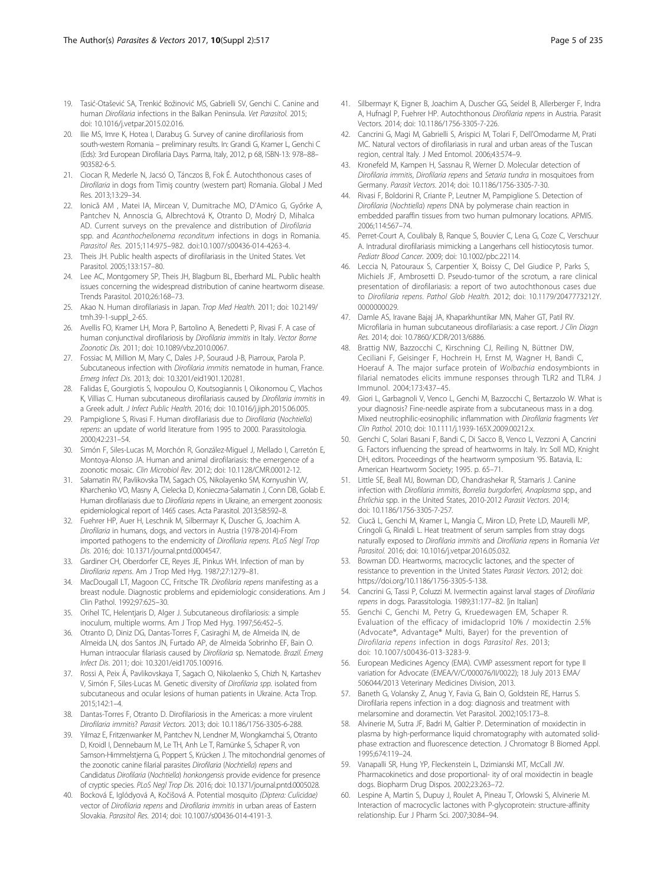19. Tasić-Otašević SA, Trenkić Božinović MS, Gabrielli SV, Genchi C. Canine and human *Dirofilaria* infections in the Balkan Peninsula. *Vet Parasitol.* 2015; doi: 10.1016/j.vetpar.2015.02.016.
20. Ilie MS, Imre K, Hotea I, Darabuș G. Survey of canine dirofilariosis from south-western Romania – preliminary results. In: Grandi G, Kramer L, Genchi C (Eds): 3rd European Dirofilaria Days. Parma, Italy, 2012, p 68, ISBN-13: 978–88–903582-6-5.
21. Ciocan R, Mederle N, Jacsó O, Tánczos B, Fok É. Autochthonous cases of *Dirofilaria* in dogs from Timiş country (western part) Romania. Global J Med Res. 2013;13:29–34.
22. Ionică AM , Matei IA, Mircean V, Dumitrache MO, D'Amico G, Győrke A, Pantchev N, Annoscia G, Albrechtová K, Otranto D, Modrý D, Mihalca AD. Current surveys on the prevalence and distribution of *Dirofilaria* spp. and *Acanthocheilonema reconditum* infections in dogs in Romania. *Parasitol Res.* 2015;114:975–982. doi:10.1007/s00436-014-4263-4.
23. Theis JH. Public health aspects of dirofilariasis in the United States. Vet Parasitol. 2005;133:157–80.
24. Lee AC, Montgomery SP, Theis JH, Blagburn BL, Eberhard ML. Public health issues concerning the widespread distribution of canine heartworm disease. Trends Parasitol. 2010;26:168–73.
25. Akao N. Human dirofilariasis in Japan. *Trop Med Health.* 2011; doi: 10.2149/tmh.39-1-suppl_2-65.
26. Avellis FO, Kramer LH, Mora P, Bartolino A, Benedetti P, Rivasi F. A case of human conjunctival dirofilariosis by *Dirofilaria immitis* in Italy. *Vector Borne Zoonotic Dis.* 2011; doi: 10.1089/vbz.2010.0067.
27. Fossiac M, Million M, Mary C, Dales J-P, Souraud J-B, Piarroux, Parola P. Subcutaneous infection with *Dirofilaria immitis* nematode in human, France. *Emerg Infect Dis.* 2013; doi: 10.3201/eid1901.120281.
28. Falidas E, Gourgiotis S, Ivopoulou O, Koutsogiannis I, Oikonomou C, Vlachos K, Villias C. Human subcutaneous dirofilariasis caused by *Dirofilaria immitis* in a Greek adult. *J Infect Public Health.* 2016; doi: 10.1016/j.jiph.2015.06.005.
29. Pampiglione S, Rivasi F. Human dirofilariasis due to *Dirofilaria* (*Nochtiella*) *repens*: an update of world literature from 1995 to 2000. Parassitologia. 2000;42:231–54.
30. Simón F, Siles-Lucas M, Morchón R, González-Miguel J, Mellado I, Carretón E, Montoya-Alonso JA. Human and animal dirofilariasis: the emergence of a zoonotic mosaic. *Clin Microbiol Rev.* 2012; doi: 10.1128/CMR.00012-12.
31. Sałamatin RV, Pavlikovska TM, Sagach OS, Nikolayenko SM, Kornyushin VV, Kharchenko VO, Masny A, Cielecka D, Konieczna-Sałamatin J, Conn DB, Golab E. Human dirofilariasis due to *Dirofilaria repens* in Ukraine, an emergent zoonosis: epidemiological report of 1465 cases. Acta Parasitol. 2013;58:592–8.
32. Fuehrer HP, Auer H, Leschnik M, Silbermayr K, Duscher G, Joachim A. *Dirofilaria* in humans, dogs, and vectors in Austria (1978-2014)-From imported pathogens to the endemicity of *Dirofilaria repens*. *PLoS Negl Trop Dis.* 2016; doi: 10.1371/journal.pntd.0004547.
33. Gardiner CH, Oberdorfer CE, Reyes JE, Pinkus WH. Infection of man by *Dirofilaria repens*. Am J Trop Med Hyg. 1987;27:1279–81.
34. MacDougall LT, Magoon CC, Fritsche TR. *Dirofilaria repens* manifesting as a breast nodule. Diagnostic problems and epidemiologic considerations. Am J Clin Pathol. 1992;97:625–30.
35. Orihel TC, Helentjaris D, Alger J. Subcutaneous dirofilariosis: a simple inoculum, multiple worms. Am J Trop Med Hyg. 1997;56:452–5.
36. Otranto D, Diniz DG, Dantas-Torres F, Casiraghi M, de Almeida IN, de Almeida LN, dos Santos JN, Furtado AP, de Almeida Sobrinho EF, Bain O. Human intraocular filariasis caused by *Dirofilaria* sp. Nematode. *Brazil. Emerg Infect Dis.* 2011; doi: 10.3201/eid1705.100916.
37. Rossi A, Peix Á, Pavlikovskaya T, Sagach O, Nikolaenko S, Chizh N, Kartashev V, Simón F, Siles-Lucas M. Genetic diversity of *Dirofilaria spp.* isolated from subcutaneous and ocular lesions of human patients in Ukraine. Acta Trop. 2015;142:1–4.
38. Dantas-Torres F, Otranto D. Dirofilariosis in the Americas: a more virulent *Dirofilaria immitis*? *Parasit Vectors.* 2013; doi: 10.1186/1756-3305-6-288.
39. Yilmaz E, Fritzenwanker M, Pantchev N, Lendner M, Wongkamchai S, Otranto D, Kroidl I, Dennebaum M, Le TH, Anh Le T, Ramünke S, Schaper R, von Samson-Himmelstjerna G, Poppert S, Krücken J. The mitochondrial genomes of the zoonotic canine filarial parasites *Dirofilaria* (*Nochtiella*) *repens* and Candidatus *Dirofilaria* (*Nochtiella*) *honkongensis* provide evidence for presence of cryptic species. *PLoS Negl Trop Dis.* 2016; doi: 10.1371/journal.pntd.0005028.
40. Bocková E, Iglódyová A, Kočišová A. Potential mosquito *(Diptera: Culicidae)* vector of *Dirofilaria repens* and *Dirofilaria immitis* in urban areas of Eastern Slovakia. *Parasitol Res.* 2014; doi: 10.1007/s00436-014-4191-3.
41. Silbermayr K, Eigner B, Joachim A, Duscher GG, Seidel B, Allerberger F, Indra A, Hufnagl P, Fuehrer HP. Autochthonous *Dirofilaria repens* in Austria. Parasit Vectors. 2014; doi: 10.1186/1756-3305-7-226.
42. Cancrini G, Magi M, Gabrielli S, Arispici M, Tolari F, Dell'Omodarme M, Prati MC. Natural vectors of dirofilariasis in rural and urban areas of the Tuscan region, central Italy. J Med Entomol. 2006;43:574–9.
43. Kronefeld M, Kampen H, Sassnau R, Werner D. Molecular detection of *Dirofilaria immitis*, *Dirofilaria repens* and *Setaria tundra* in mosquitoes from Germany. *Parasit Vectors.* 2014; doi: 10.1186/1756-3305-7-30.
44. Rivasi F, Boldorini R, Criante P, Leutner M, Pampiglione S. Detection of *Dirofilaria* (*Nochtiella*) *repens* DNA by polymerase chain reaction in embedded paraffin tissues from two human pulmonary locations. APMIS. 2006;114:567–74.
45. Perret-Court A, Coulibaly B, Ranque S, Bouvier C, Lena G, Coze C, Verschuur A. Intradural dirofilariasis mimicking a Langerhans cell histiocytosis tumor. *Pediatr Blood Cancer.* 2009; doi: 10.1002/pbc.22114.
46. Leccia N, Patouraux S, Carpentier X, Boissy C, Del Giudice P, Parks S, Michiels JF, Ambrosetti D. Pseudo-tumor of the scrotum, a rare clinical presentation of dirofilariasis: a report of two autochthonous cases due to *Dirofilaria repens*. *Pathol Glob Health.* 2012; doi: 10.1179/2047773212Y.0000000029.
47. Damle AS, Iravane Bajaj JA, Khaparkhuntikar MN, Maher GT, Patil RV. Microfilaria in human subcutaneous dirofilariasis: a case report. *J Clin Diagn Res.* 2014; doi: 10.7860/JCDR/2013/6886.
48. Brattig NW, Bazzocchi C, Kirschning CJ, Reiling N, Büttner DW, Ceciliani F, Geisinger F, Hochrein H, Ernst M, Wagner H, Bandi C, Hoerauf A. The major surface protein of *Wolbachia* endosymbionts in filarial nematodes elicits immune responses through TLR2 and TLR4. J Immunol. 2004;173:437–45.
49. Giori L, Garbagnoli V, Venco L, Genchi M, Bazzocchi C, Bertazzolo W. What is your diagnosis? Fine-needle aspirate from a subcutaneous mass in a dog. Mixed neutrophilic-eosinophilic inflammation with *Dirofilaria* fragments *Vet Clin Pathol.* 2010; doi: 10.1111/j.1939-165X.2009.00212.x.
50. Genchi C, Solari Basani F, Bandi C, Di Sacco B, Venco L, Vezzoni A, Cancrini G. Factors influencing the spread of heartworms in Italy. In: Soll MD, Knight DH, editors. Proceedings of the heartworm symposium '95. Batavia, IL: American Heartworm Society; 1995. p. 65–71.
51. Little SE, Beall MJ, Bowman DD, Chandrashekar R, Stamaris J. Canine infection with *Dirofilaria immitis*, *Borrelia burgdorferi*, *Anaplasma* spp., and *Ehrlichia* spp. in the United States, 2010-2012 *Parasit Vectors.* 2014; doi: 10.1186/1756-3305-7-257.
52. Ciucă L, Genchi M, Kramer L, Mangia C, Miron LD, Prete LD, Maurelli MP, Cringoli G, Rinaldi L. Heat treatment of serum samples from stray dogs naturally exposed to *Dirofilaria immitis* and *Dirofilaria repens* in Romania *Vet Parasitol.* 2016; doi: 10.1016/j.vetpar.2016.05.032.
53. Bowman DD. Heartworms, macrocyclic lactones, and the specter of resistance to prevention in the United States *Parasit Vectors.* 2012; doi: https://doi.org/10.1186/1756-3305-5-138.
54. Cancrini G, Tassi P, Coluzzi M. Ivermectin against larval stages of *Dirofilaria repens* in dogs. Parassitologia. 1989;31:177–82. [in Italian]
55. Genchi C, Genchi M, Petry G, Kruedewagen EM, Schaper R. Evaluation of the efficacy of imidacloprid 10% / moxidectin 2.5% (Advocate®, Advantage® Multi, Bayer) for the prevention of *Dirofilaria repens* infection in dogs *Parasitol Res.* 2013; doi: 10.1007/s00436-013-3283-9.
56. European Medicines Agency (EMA). CVMP assessment report for type II variation for Advocate (EMEA/V/C/000076/II/0022); 18 July 2013 EMA/506044/2013 Veterinary Medicines Division, 2013.
57. Baneth G, Volansky Z, Anug Y, Favia G, Bain O, Goldstein RE, Harrus S. Dirofilaria repens infection in a dog: diagnosis and treatment with melarsomine and doramectin. Vet Parasitol. 2002;105:173–8.
58. Alvinerie M, Sutra JF, Badri M, Galtier P. Determination of moxidectin in plasma by high-performance liquid chromatography with automated solid-phase extraction and fluorescence detection. J Chromatogr B Biomed Appl. 1995;674:119–24.
59. Vanapalli SR, Hung YP, Fleckenstein L, Dzimianski MT, McCall JW. Pharmacokinetics and dose proportional- ity of oral moxidectin in beagle dogs. Biopharm Drug Dispos. 2002;23:263–72.
60. Lespine A, Martin S, Dupuy J, Roulet A, Pineau T, Orlowski S, Alvinerie M. Interaction of macrocyclic lactones with P-glycoprotein: structure-affinity relationship. Eur J Pharm Sci. 2007;30:84–94.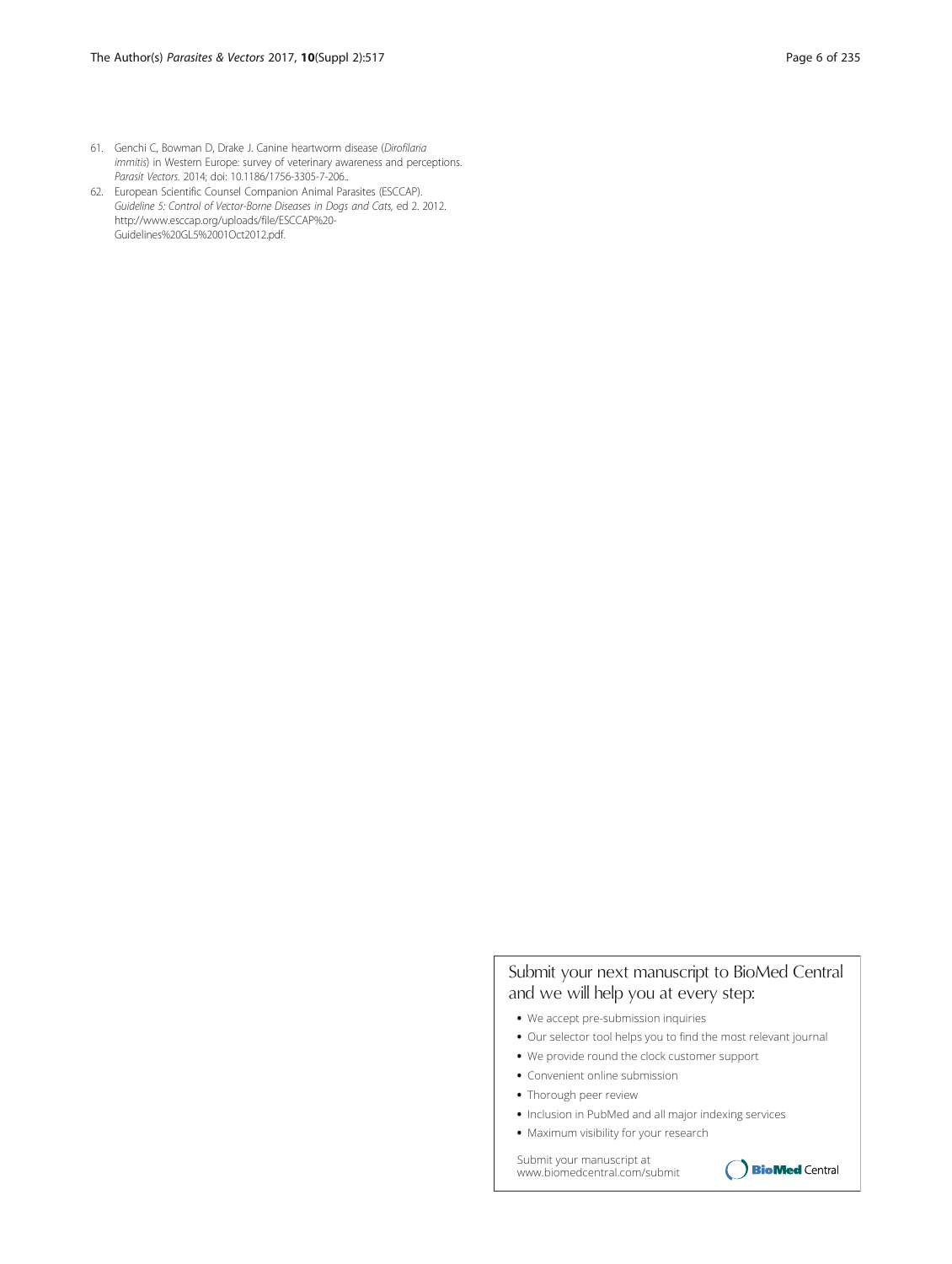61. Genchi C, Bowman D, Drake J. Canine heartworm disease (*Dirofilaria immitis*) in Western Europe: survey of veterinary awareness and perceptions. *Parasit Vectors.* 2014; doi: 10.1186/1756-3305-7-206..
62. European Scientific Counsel Companion Animal Parasites (ESCCAP). *Guideline 5: Control of Vector-Borne Diseases in Dogs and Cats*, ed 2. 2012. http://www.esccap.org/uploads/file/ESCCAP%20-Guidelines%20GL5%2001Oct2012.pdf.

Submit your next manuscript to BioMed Central and we will help you at every step:

- We accept pre-submission inquiries
- Our selector tool helps you to find the most relevant journal
- We provide round the clock customer support
- Convenient online submission
- Thorough peer review
- Inclusion in PubMed and all major indexing services
- Maximum visibility for your research

Submit your manuscript at www.biomedcentral.com/submit

BioMed Central